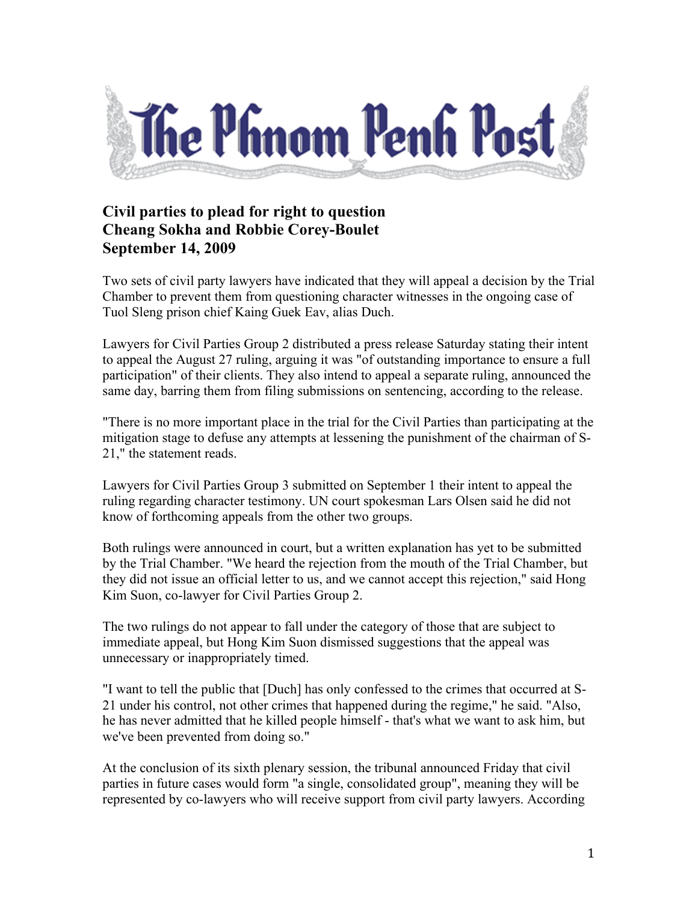# The Phnom Penh Post

## Civil parties to plead for right to question
**Cheang Sokha and Robbie Corey-Boulet**
**September 14, 2009**

Two sets of civil party lawyers have indicated that they will appeal a decision by the Trial Chamber to prevent them from questioning character witnesses in the ongoing case of Tuol Sleng prison chief Kaing Guek Eav, alias Duch.

Lawyers for Civil Parties Group 2 distributed a press release Saturday stating their intent to appeal the August 27 ruling, arguing it was "of outstanding importance to ensure a full participation" of their clients. They also intend to appeal a separate ruling, announced the same day, barring them from filing submissions on sentencing, according to the release.

"There is no more important place in the trial for the Civil Parties than participating at the mitigation stage to defuse any attempts at lessening the punishment of the chairman of S-21," the statement reads.

Lawyers for Civil Parties Group 3 submitted on September 1 their intent to appeal the ruling regarding character testimony. UN court spokesman Lars Olsen said he did not know of forthcoming appeals from the other two groups.

Both rulings were announced in court, but a written explanation has yet to be submitted by the Trial Chamber. "We heard the rejection from the mouth of the Trial Chamber, but they did not issue an official letter to us, and we cannot accept this rejection," said Hong Kim Suon, co-lawyer for Civil Parties Group 2.

The two rulings do not appear to fall under the category of those that are subject to immediate appeal, but Hong Kim Suon dismissed suggestions that the appeal was unnecessary or inappropriately timed.

"I want to tell the public that [Duch] has only confessed to the crimes that occurred at S-21 under his control, not other crimes that happened during the regime," he said. "Also, he has never admitted that he killed people himself - that's what we want to ask him, but we've been prevented from doing so."

At the conclusion of its sixth plenary session, the tribunal announced Friday that civil parties in future cases would form "a single, consolidated group", meaning they will be represented by co-lawyers who will receive support from civil party lawyers. According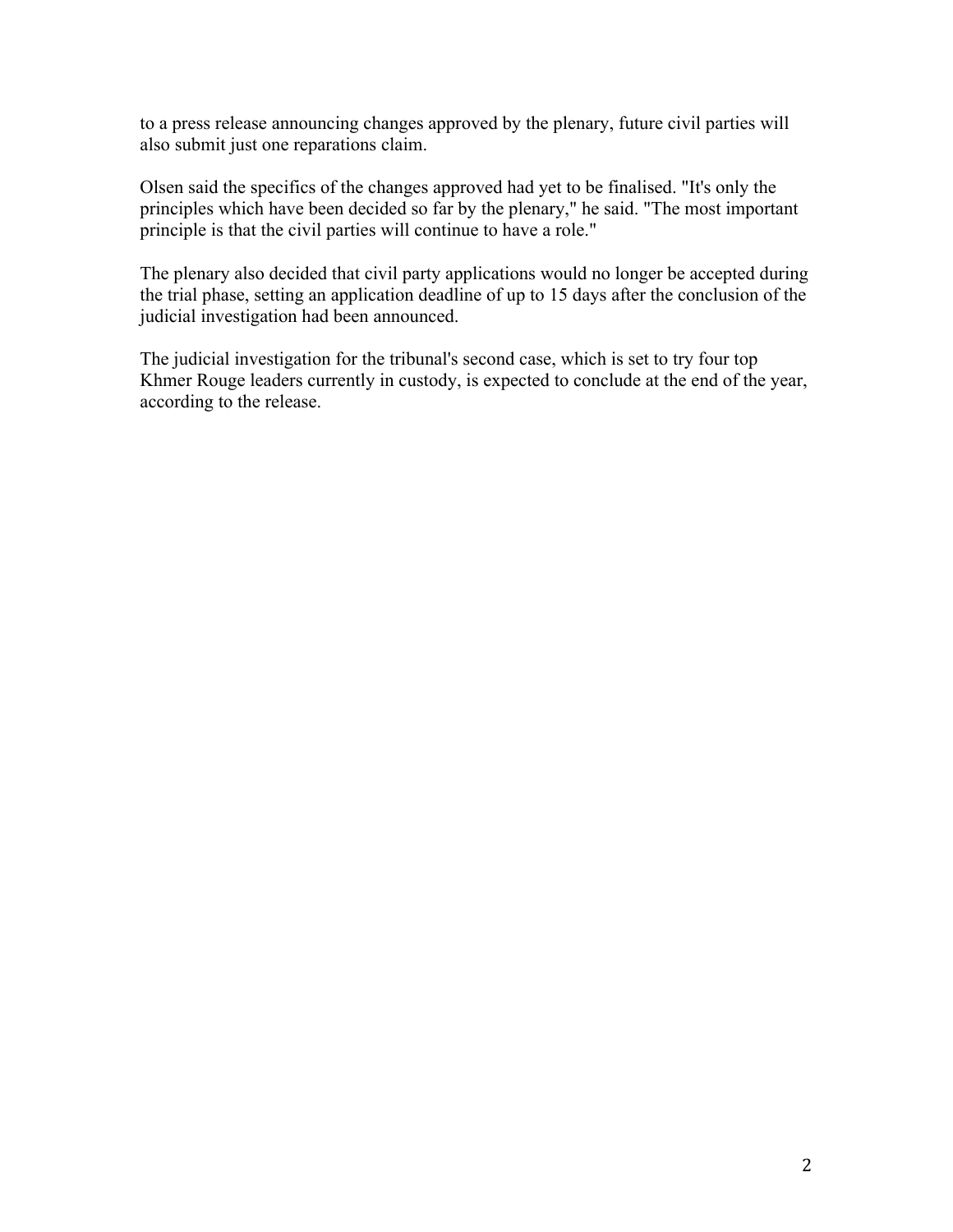to a press release announcing changes approved by the plenary, future civil parties will also submit just one reparations claim.

Olsen said the specifics of the changes approved had yet to be finalised. "It's only the principles which have been decided so far by the plenary," he said. "The most important principle is that the civil parties will continue to have a role."

The plenary also decided that civil party applications would no longer be accepted during the trial phase, setting an application deadline of up to 15 days after the conclusion of the judicial investigation had been announced.

The judicial investigation for the tribunal's second case, which is set to try four top Khmer Rouge leaders currently in custody, is expected to conclude at the end of the year, according to the release.